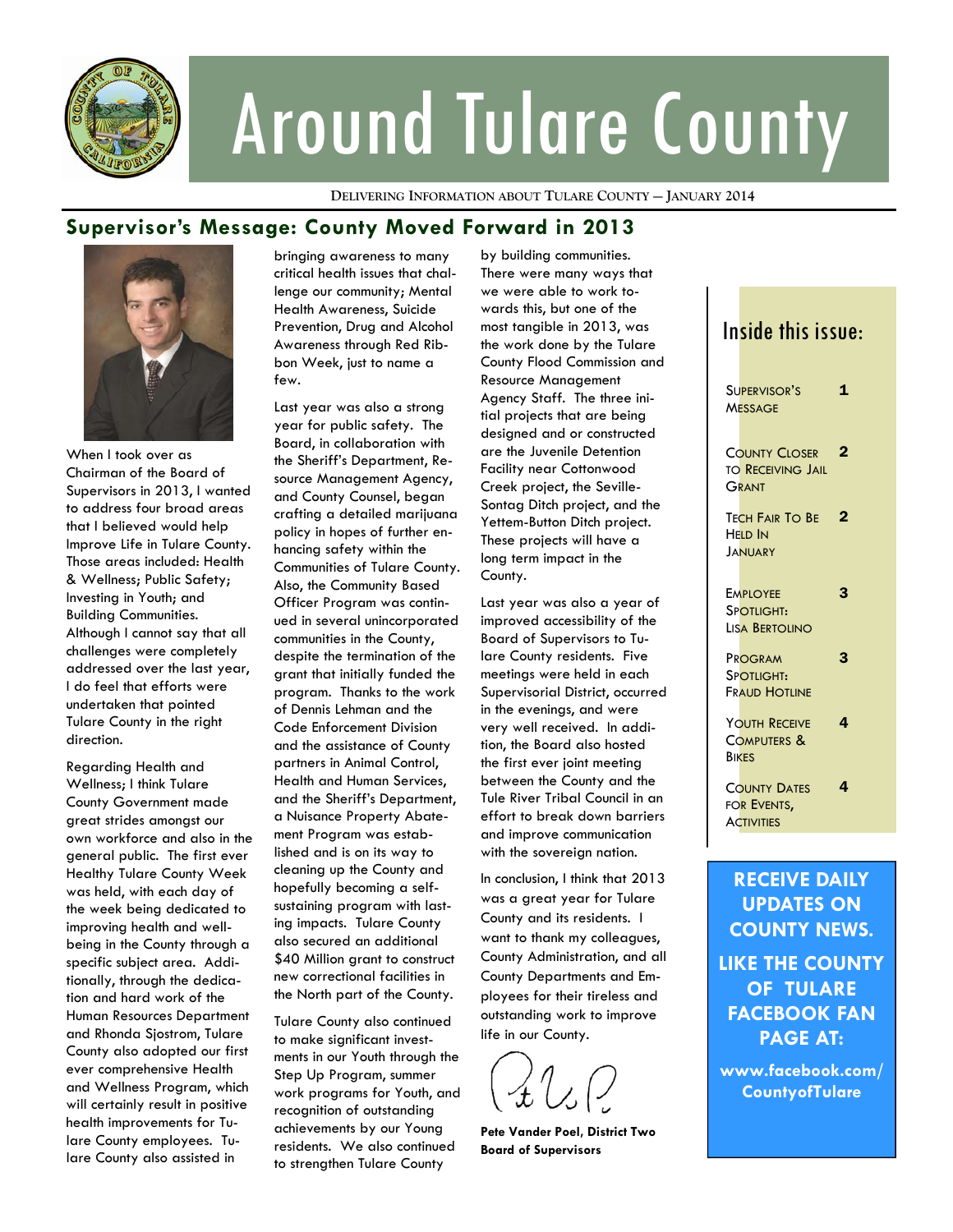# Around Tulare County

**DELIVERING INFORMATION ABOUT TULARE COUNTY — JANUARY 2014**

## Supervisor's Message: County Moved Forward in 2013

When I took over as Chairman of the Board of Supervisors in 2013, I wanted to address four broad areas that I believed would help Improve Life in Tulare County. Those areas included: Health & Wellness; Public Safety; Investing in Youth; and Building Communities. Although I cannot say that all challenges were completely addressed over the last year, I do feel that efforts were undertaken that pointed Tulare County in the right direction.

Regarding Health and Wellness; I think Tulare County Government made great strides amongst our own workforce and also in the general public. The first ever Healthy Tulare County Week was held, with each day of the week being dedicated to improving health and well-being in the County through a specific subject area. Additionally, through the dedication and hard work of the Human Resources Department and Rhonda Sjostrom, Tulare County also adopted our first ever comprehensive Health and Wellness Program, which will certainly result in positive health improvements for Tulare County employees. Tulare County also assisted in bringing awareness to many critical health issues that challenge our community; Mental Health Awareness, Suicide Prevention, Drug and Alcohol Awareness through Red Ribbon Week, just to name a few.

Last year was also a strong year for public safety. The Board, in collaboration with the Sheriff's Department, Resource Management Agency, and County Counsel, began crafting a detailed marijuana policy in hopes of further enhancing safety within the Communities of Tulare County. Also, the Community Based Officer Program was continued in several unincorporated communities in the County, despite the termination of the grant that initially funded the program. Thanks to the work of Dennis Lehman and the Code Enforcement Division and the assistance of County partners in Animal Control, Health and Human Services, and the Sheriff's Department, a Nuisance Property Abatement Program was established and is on its way to cleaning up the County and hopefully becoming a self-sustaining program with lasting impacts. Tulare County also secured an additional $40 Million grant to construct new correctional facilities in the North part of the County.

Tulare County also continued to make significant investments in our Youth through the Step Up Program, summer work programs for Youth, and recognition of outstanding achievements by our Young residents. We also continued to strengthen Tulare County by building communities. There were many ways that we were able to work towards this, but one of the most tangible in 2013, was the work done by the Tulare County Flood Commission and Resource Management Agency Staff. The three initial projects that are being designed and or constructed are the Juvenile Detention Facility near Cottonwood Creek project, the Seville-Sontag Ditch project, and the Yettem-Button Ditch project. These projects will have a long term impact in the County.

Last year was also a year of improved accessibility of the Board of Supervisors to Tulare County residents. Five meetings were held in each Supervisorial District, occurred in the evenings, and were very well received. In addition, the Board also hosted the first ever joint meeting between the County and the Tule River Tribal Council in an effort to break down barriers and improve communication with the sovereign nation.

In conclusion, I think that 2013 was a great year for Tulare County and its residents. I want to thank my colleagues, County Administration, and all County Departments and Employees for their tireless and outstanding work to improve life in our County.

**Pete Vander Poel, District Two**
**Board of Supervisors**

### Inside this issue:

| | |
|---|---|
| Supervisor's Message | 1 |
| County Closer to Receiving Jail Grant | 2 |
| Tech Fair To Be Held In January | 2 |
| Employee Spotlight: Lisa Bertolino | 3 |
| Program Spotlight: Fraud Hotline | 3 |
| Youth Receive Computers & Bikes | 4 |
| County Dates for Events, Activities | 4 |

**RECEIVE DAILY UPDATES ON COUNTY NEWS.**

**LIKE THE COUNTY OF TULARE FACEBOOK FAN PAGE AT:**

**www.facebook.com/CountyofTulare**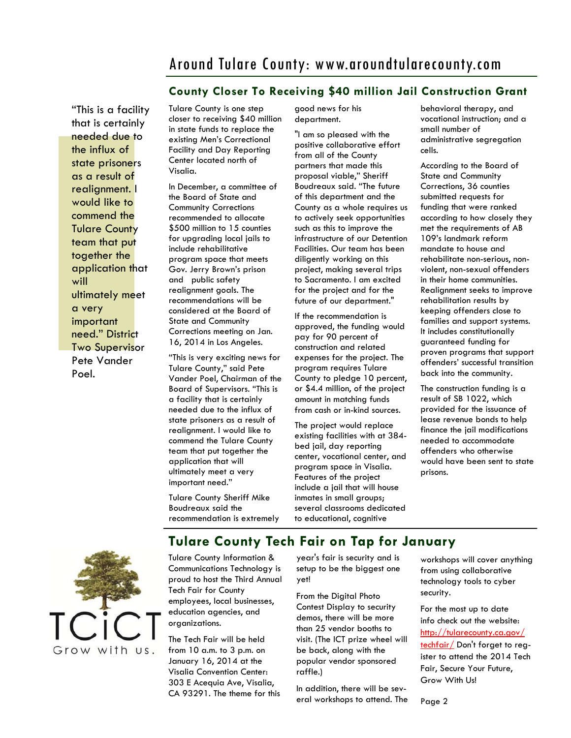## County Closer To Receiving $40 million Jail Construction Grant

"This is a facility that is certainly needed due to the influx of state prisoners as a result of realignment. I would like to commend the Tulare County team that put together the application that will ultimately meet a very important need." District Two Supervisor Pete Vander Poel.

Tulare County is one step closer to receiving $40 million in state funds to replace the existing Men's Correctional Facility and Day Reporting Center located north of Visalia.

In December, a committee of the Board of State and Community Corrections recommended to allocate $500 million to 15 counties for upgrading local jails to include rehabilitative program space that meets Gov. Jerry Brown's prison and public safety realignment goals. The recommendations will be considered at the Board of State and Community Corrections meeting on Jan. 16, 2014 in Los Angeles.

"This is very exciting news for Tulare County," said Pete Vander Poel, Chairman of the Board of Supervisors. "This is a facility that is certainly needed due to the influx of state prisoners as a result of realignment. I would like to commend the Tulare County team that put together the application that will ultimately meet a very important need."

Tulare County Sheriff Mike Boudreaux said the recommendation is extremely good news for his department.

"I am so pleased with the positive collaborative effort from all of the County partners that made this proposal viable," Sheriff Boudreaux said. "The future of this department and the County as a whole requires us to actively seek opportunities such as this to improve the infrastructure of our Detention Facilities. Our team has been diligently working on this project, making several trips to Sacramento. I am excited for the project and for the future of our department."

If the recommendation is approved, the funding would pay for 90 percent of construction and related expenses for the project. The program requires Tulare County to pledge 10 percent, or $4.4 million, of the project amount in matching funds from cash or in-kind sources.

The project would replace existing facilities with at 384-bed jail, day reporting center, vocational center, and program space in Visalia. Features of the project include a jail that will house inmates in small groups; several classrooms dedicated to educational, cognitive behavioral therapy, and vocational instruction; and a small number of administrative segregation cells.

According to the Board of State and Community Corrections, 36 counties submitted requests for funding that were ranked according to how closely they met the requirements of AB 109's landmark reform mandate to house and rehabilitate non-serious, non-violent, non-sexual offenders in their home communities. Realignment seeks to improve rehabilitation results by keeping offenders close to families and support systems. It includes constitutionally guaranteed funding for proven programs that support offenders' successful transition back into the community.

The construction funding is a result of SB 1022, which provided for the issuance of lease revenue bonds to help finance the jail modifications needed to accommodate offenders who otherwise would have been sent to state prisons.

## Tulare County Tech Fair on Tap for January

TCiCT
Grow with us.

Tulare County Information & Communications Technology is proud to host the Third Annual Tech Fair for County employees, local businesses, education agencies, and organizations.

The Tech Fair will be held from 10 a.m. to 3 p.m. on January 16, 2014 at the Visalia Convention Center: 303 E Acequia Ave, Visalia, CA 93291. The theme for this year's fair is security and is setup to be the biggest one yet!

From the Digital Photo Contest Display to security demos, there will be more than 25 vendor booths to visit. (The ICT prize wheel will be back, along with the popular vendor sponsored raffle.)

In addition, there will be several workshops to attend. The workshops will cover anything from using collaborative technology tools to cyber security.

For the most up to date info check out the website: [http://tularecounty.ca.gov/techfair/](http://tularecounty.ca.gov/techfair/) Don't forget to register to attend the 2014 Tech Fair, Secure Your Future, Grow With Us!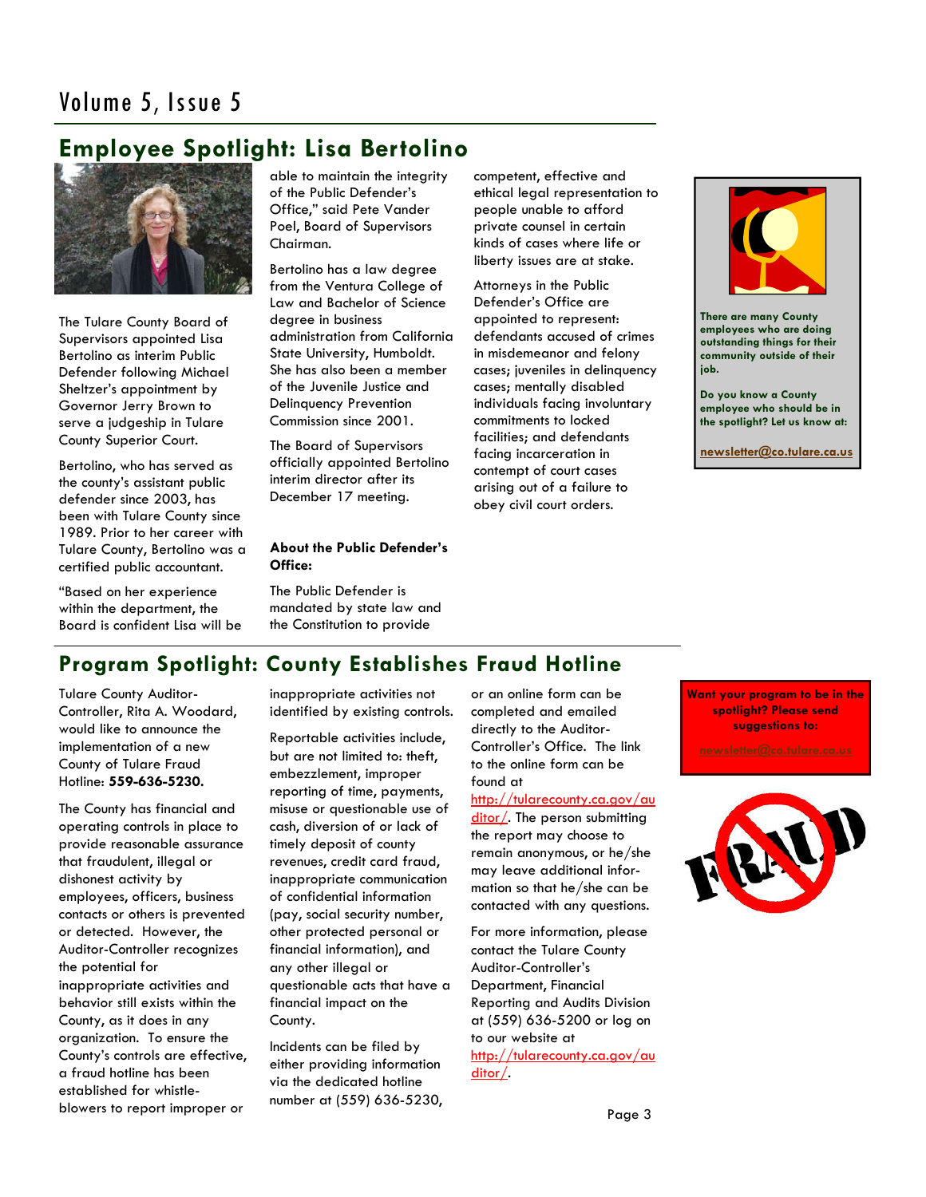## Employee Spotlight: Lisa Bertolino

The Tulare County Board of Supervisors appointed Lisa Bertolino as interim Public Defender following Michael Sheltzer's appointment by Governor Jerry Brown to serve a judgeship in Tulare County Superior Court.

Bertolino, who has served as the county's assistant public defender since 2003, has been with Tulare County since 1989. Prior to her career with Tulare County, Bertolino was a certified public accountant.

"Based on her experience within the department, the Board is confident Lisa will be able to maintain the integrity of the Public Defender's Office," said Pete Vander Poel, Board of Supervisors Chairman.

Bertolino has a law degree from the Ventura College of Law and Bachelor of Science degree in business administration from California State University, Humboldt. She has also been a member of the Juvenile Justice and Delinquency Prevention Commission since 2001.

The Board of Supervisors officially appointed Bertolino interim director after its December 17 meeting.

**About the Public Defender's Office:**

The Public Defender is mandated by state law and the Constitution to provide competent, effective and ethical legal representation to people unable to afford private counsel in certain kinds of cases where life or liberty issues are at stake.

Attorneys in the Public Defender's Office are appointed to represent: defendants accused of crimes in misdemeanor and felony cases; juveniles in delinquency cases; mentally disabled individuals facing involuntary commitments to locked facilities; and defendants facing incarceration in contempt of court cases arising out of a failure to obey civil court orders.

**There are many County employees who are doing outstanding things for their community outside of their job.**

**Do you know a County employee who should be in the spotlight? Let us know at:**

**newsletter@co.tulare.ca.us**

## Program Spotlight: County Establishes Fraud Hotline

Tulare County Auditor-Controller, Rita A. Woodard, would like to announce the implementation of a new County of Tulare Fraud Hotline: **559-636-5230.**

The County has financial and operating controls in place to provide reasonable assurance that fraudulent, illegal or dishonest activity by employees, officers, business contacts or others is prevented or detected. However, the Auditor-Controller recognizes the potential for inappropriate activities and behavior still exists within the County, as it does in any organization. To ensure the County's controls are effective, a fraud hotline has been established for whistle-blowers to report improper or inappropriate activities not identified by existing controls.

Reportable activities include, but are not limited to: theft, embezzlement, improper reporting of time, payments, misuse or questionable use of cash, diversion of or lack of timely deposit of county revenues, credit card fraud, inappropriate communication of confidential information (pay, social security number, other protected personal or financial information), and any other illegal or questionable acts that have a financial impact on the County.

Incidents can be filed by either providing information via the dedicated hotline number at (559) 636-5230, or an online form can be completed and emailed directly to the Auditor-Controller's Office. The link to the online form can be found at http://tularecounty.ca.gov/auditor/. The person submitting the report may choose to remain anonymous, or he/she may leave additional information so that he/she can be contacted with any questions.

For more information, please contact the Tulare County Auditor-Controller's Department, Financial Reporting and Audits Division at (559) 636-5200 or log on to our website at http://tularecounty.ca.gov/auditor/.

**Want your program to be in the spotlight? Please send suggestions to:**

**newsletter@co.tulare.ca.us**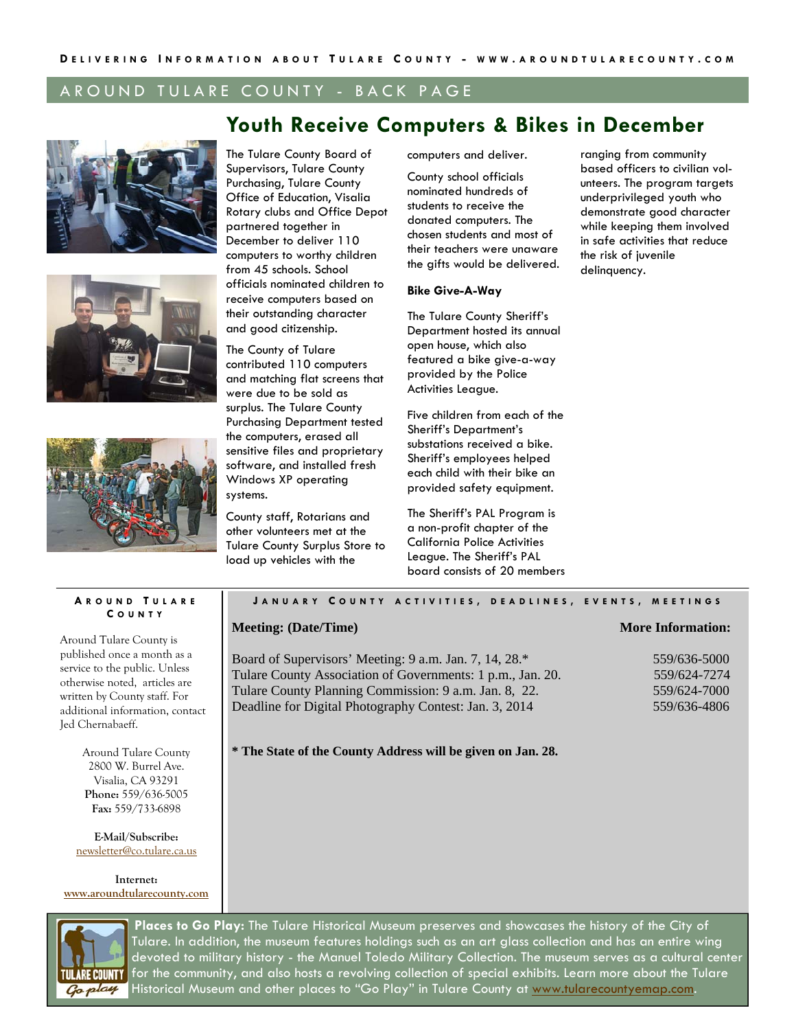## AROUND TULARE COUNTY - BACK PAGE

# Youth Receive Computers & Bikes in December

The Tulare County Board of Supervisors, Tulare County Purchasing, Tulare County Office of Education, Visalia Rotary clubs and Office Depot partnered together in December to deliver 110 computers to worthy children from 45 schools. School officials nominated children to receive computers based on their outstanding character and good citizenship.

The County of Tulare contributed 110 computers and matching flat screens that were due to be sold as surplus. The Tulare County Purchasing Department tested the computers, erased all sensitive files and proprietary software, and installed fresh Windows XP operating systems.

County staff, Rotarians and other volunteers met at the Tulare County Surplus Store to load up vehicles with the computers and deliver.

County school officials nominated hundreds of students to receive the donated computers. The chosen students and most of their teachers were unaware the gifts would be delivered.

**Bike Give-A-Way**

The Tulare County Sheriff's Department hosted its annual open house, which also featured a bike give-a-way provided by the Police Activities League.

Five children from each of the Sheriff's Department's substations received a bike. Sheriff's employees helped each child with their bike an provided safety equipment.

The Sheriff's PAL Program is a non-profit chapter of the California Police Activities League. The Sheriff's PAL board consists of 20 members ranging from community based officers to civilian volunteers. The program targets underprivileged youth who demonstrate good character while keeping them involved in safe activities that reduce the risk of juvenile delinquency.

### AROUND TULARE COUNTY

Around Tulare County is published once a month as a service to the public. Unless otherwise noted, articles are written by County staff. For additional information, contact Jed Chernabaeff.

Around Tulare County
2800 W. Burrel Ave.
Visalia, CA 93291
**Phone:** 559/636-5005
**Fax:** 559/733-6898

**E-Mail/Subscribe:**
newsletter@co.tulare.ca.us

**Internet:**
www.aroundtularecounty.com

### JANUARY COUNTY ACTIVITIES, DEADLINES, EVENTS, MEETINGS

| Meeting: (Date/Time) | More Information: |
|---|---|
| Board of Supervisors' Meeting: 9 a.m. Jan. 7, 14, 28.* | 559/636-5000 |
| Tulare County Association of Governments: 1 p.m., Jan. 20. | 559/624-7274 |
| Tulare County Planning Commission: 9 a.m. Jan. 8, 22. | 559/624-7000 |
| Deadline for Digital Photography Contest: Jan. 3, 2014 | 559/636-4806 |

**\* The State of the County Address will be given on Jan. 28.**

**Places to Go Play:** The Tulare Historical Museum preserves and showcases the history of the City of Tulare. In addition, the museum features holdings such as an art glass collection and has an entire wing devoted to military history - the Manuel Toledo Military Collection. The museum serves as a cultural center for the community, and also hosts a revolving collection of special exhibits. Learn more about the Tulare Historical Museum and other places to "Go Play" in Tulare County at www.tularecountyemap.com.